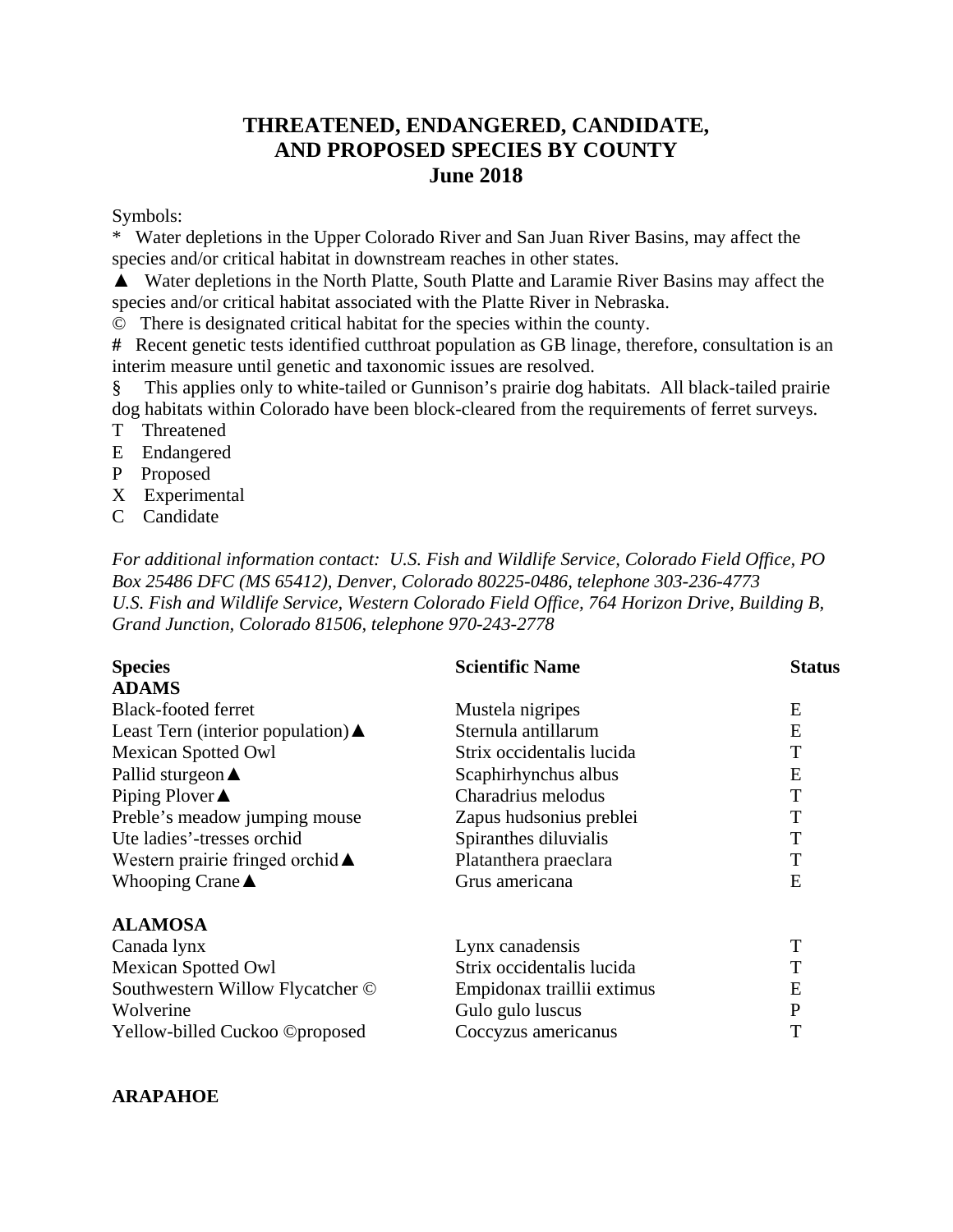# THREATENED, ENDANGERED, CANDIDATE, AND PROPOSED SPECIES BY COUNTY

## June 2018

Symbols:

\* Water depletions in the Upper Colorado River and San Juan River Basins, may affect the species and/or critical habitat in downstream reaches in other states.

▲ Water depletions in the North Platte, South Platte and Laramie River Basins may affect the species and/or critical habitat associated with the Platte River in Nebraska.

© There is designated critical habitat for the species within the county.

**#** Recent genetic tests identified cutthroat population as GB linage, therefore, consultation is an interim measure until genetic and taxonomic issues are resolved.

§ This applies only to white-tailed or Gunnison's prairie dog habitats. All black-tailed prairie dog habitats within Colorado have been block-cleared from the requirements of ferret surveys.

T Threatened
E Endangered
P Proposed
X Experimental
C Candidate

*For additional information contact: U.S. Fish and Wildlife Service, Colorado Field Office, PO Box 25486 DFC (MS 65412), Denver, Colorado 80225-0486, telephone 303-236-4773*
*U.S. Fish and Wildlife Service, Western Colorado Field Office, 764 Horizon Drive, Building B, Grand Junction, Colorado 81506, telephone 970-243-2778*

| **Species** | **Scientific Name** | **Status** |
|---|---|---|
| **ADAMS** | | |
| Black-footed ferret | Mustela nigripes | E |
| Least Tern (interior population)▲ | Sternula antillarum | E |
| Mexican Spotted Owl | Strix occidentalis lucida | T |
| Pallid sturgeon▲ | Scaphirhynchus albus | E |
| Piping Plover▲ | Charadrius melodus | T |
| Preble's meadow jumping mouse | Zapus hudsonius preblei | T |
| Ute ladies'-tresses orchid | Spiranthes diluvialis | T |
| Western prairie fringed orchid▲ | Platanthera praeclara | T |
| Whooping Crane▲ | Grus americana | E |
| | | |
| **ALAMOSA** | | |
| Canada lynx | Lynx canadensis | T |
| Mexican Spotted Owl | Strix occidentalis lucida | T |
| Southwestern Willow Flycatcher © | Empidonax traillii extimus | E |
| Wolverine | Gulo gulo luscus | P |
| Yellow-billed Cuckoo ©proposed | Coccyzus americanus | T |

**ARAPAHOE**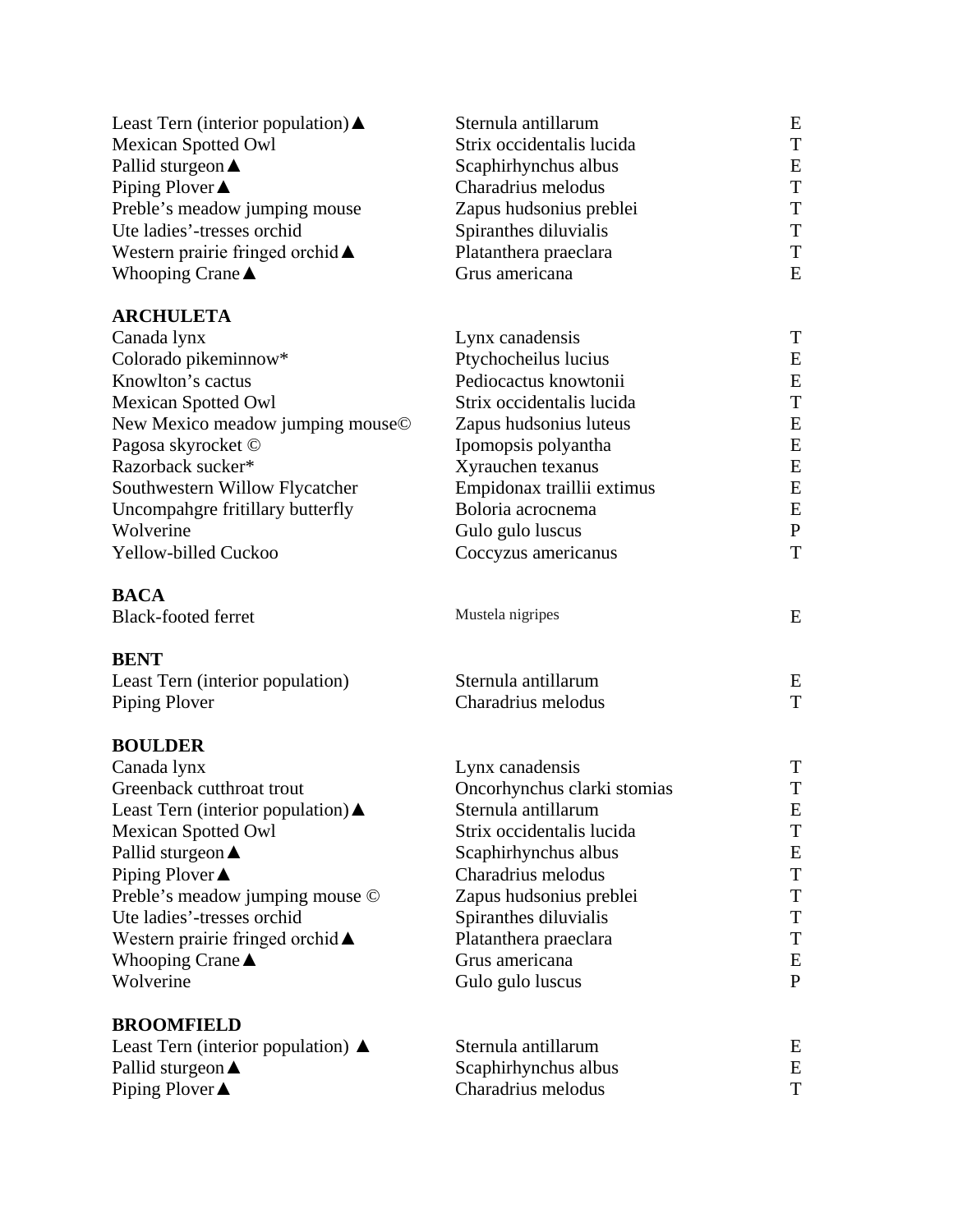| | | |
|---|---|---|
| Least Tern (interior population)▲ | Sternula antillarum | E |
| Mexican Spotted Owl | Strix occidentalis lucida | T |
| Pallid sturgeon▲ | Scaphirhynchus albus | E |
| Piping Plover▲ | Charadrius melodus | T |
| Preble's meadow jumping mouse | Zapus hudsonius preblei | T |
| Ute ladies'-tresses orchid | Spiranthes diluvialis | T |
| Western prairie fringed orchid▲ | Platanthera praeclara | T |
| Whooping Crane▲ | Grus americana | E |

**ARCHULETA**

| | | |
|---|---|---|
| Canada lynx | Lynx canadensis | T |
| Colorado pikeminnow* | Ptychocheilus lucius | E |
| Knowlton's cactus | Pediocactus knowtonii | E |
| Mexican Spotted Owl | Strix occidentalis lucida | T |
| New Mexico meadow jumping mouse© | Zapus hudsonius luteus | E |
| Pagosa skyrocket © | Ipomopsis polyantha | E |
| Razorback sucker* | Xyrauchen texanus | E |
| Southwestern Willow Flycatcher | Empidonax traillii extimus | E |
| Uncompahgre fritillary butterfly | Boloria acrocnema | E |
| Wolverine | Gulo gulo luscus | P |
| Yellow-billed Cuckoo | Coccyzus americanus | T |

**BACA**

| | | |
|---|---|---|
| Black-footed ferret | Mustela nigripes | E |

**BENT**

| | | |
|---|---|---|
| Least Tern (interior population) | Sternula antillarum | E |
| Piping Plover | Charadrius melodus | T |

**BOULDER**

| | | |
|---|---|---|
| Canada lynx | Lynx canadensis | T |
| Greenback cutthroat trout | Oncorhynchus clarki stomias | T |
| Least Tern (interior population)▲ | Sternula antillarum | E |
| Mexican Spotted Owl | Strix occidentalis lucida | T |
| Pallid sturgeon▲ | Scaphirhynchus albus | E |
| Piping Plover▲ | Charadrius melodus | T |
| Preble's meadow jumping mouse © | Zapus hudsonius preblei | T |
| Ute ladies'-tresses orchid | Spiranthes diluvialis | T |
| Western prairie fringed orchid▲ | Platanthera praeclara | T |
| Whooping Crane▲ | Grus americana | E |
| Wolverine | Gulo gulo luscus | P |

**BROOMFIELD**

| | | |
|---|---|---|
| Least Tern (interior population) ▲ | Sternula antillarum | E |
| Pallid sturgeon▲ | Scaphirhynchus albus | E |
| Piping Plover▲ | Charadrius melodus | T |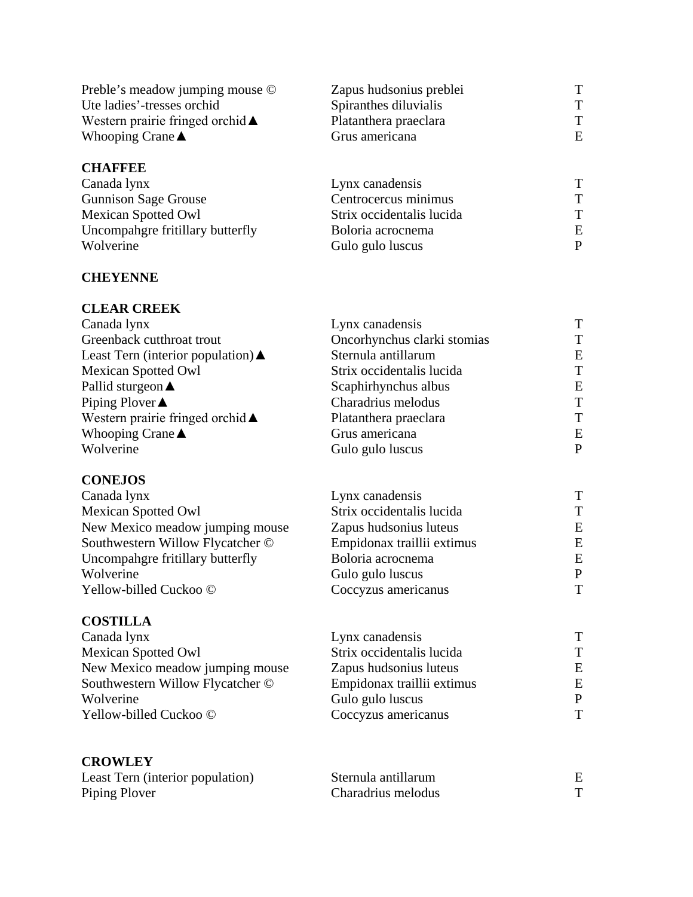| | | |
|---|---|---|
| Preble’s meadow jumping mouse © | Zapus hudsonius preblei | T |
| Ute ladies’-tresses orchid | Spiranthes diluvialis | T |
| Western prairie fringed orchid ▲ | Platanthera praeclara | T |
| Whooping Crane ▲ | Grus americana | E |

**CHAFFEE**

| | | |
|---|---|---|
| Canada lynx | Lynx canadensis | T |
| Gunnison Sage Grouse | Centrocercus minimus | T |
| Mexican Spotted Owl | Strix occidentalis lucida | T |
| Uncompahgre fritillary butterfly | Boloria acrocnema | E |
| Wolverine | Gulo gulo luscus | P |

**CHEYENNE**

**CLEAR CREEK**

| | | |
|---|---|---|
| Canada lynx | Lynx canadensis | T |
| Greenback cutthroat trout | Oncorhynchus clarki stomias | T |
| Least Tern (interior population) ▲ | Sternula antillarum | E |
| Mexican Spotted Owl | Strix occidentalis lucida | T |
| Pallid sturgeon ▲ | Scaphirhynchus albus | E |
| Piping Plover ▲ | Charadrius melodus | T |
| Western prairie fringed orchid ▲ | Platanthera praeclara | T |
| Whooping Crane ▲ | Grus americana | E |
| Wolverine | Gulo gulo luscus | P |

**CONEJOS**

| | | |
|---|---|---|
| Canada lynx | Lynx canadensis | T |
| Mexican Spotted Owl | Strix occidentalis lucida | T |
| New Mexico meadow jumping mouse | Zapus hudsonius luteus | E |
| Southwestern Willow Flycatcher © | Empidonax traillii extimus | E |
| Uncompahgre fritillary butterfly | Boloria acrocnema | E |
| Wolverine | Gulo gulo luscus | P |
| Yellow-billed Cuckoo © | Coccyzus americanus | T |

**COSTILLA**

| | | |
|---|---|---|
| Canada lynx | Lynx canadensis | T |
| Mexican Spotted Owl | Strix occidentalis lucida | T |
| New Mexico meadow jumping mouse | Zapus hudsonius luteus | E |
| Southwestern Willow Flycatcher © | Empidonax traillii extimus | E |
| Wolverine | Gulo gulo luscus | P |
| Yellow-billed Cuckoo © | Coccyzus americanus | T |

**CROWLEY**

| | | |
|---|---|---|
| Least Tern (interior population) | Sternula antillarum | E |
| Piping Plover | Charadrius melodus | T |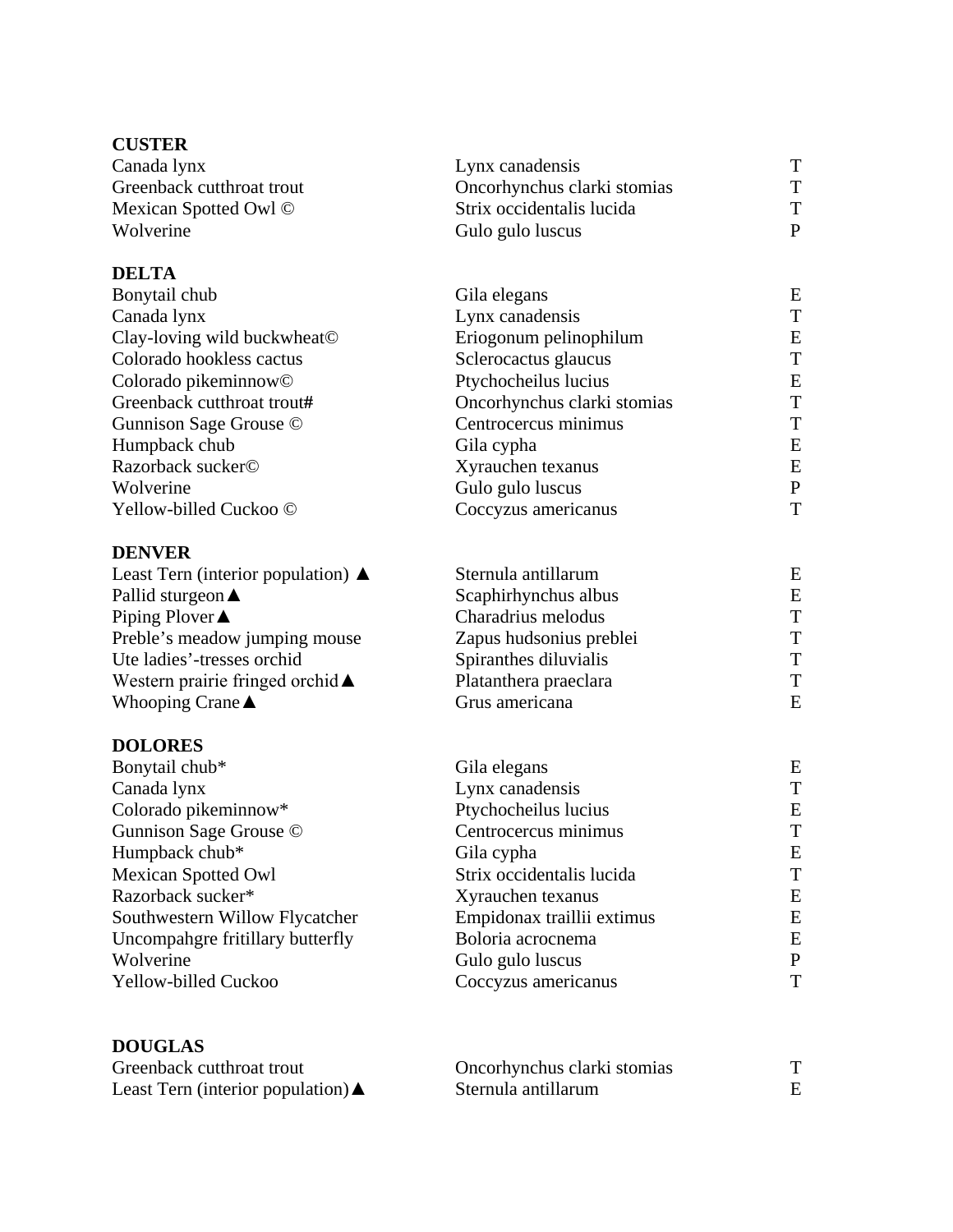**CUSTER**

| | | |
|---|---|---|
| Canada lynx | Lynx canadensis | T |
| Greenback cutthroat trout | Oncorhynchus clarki stomias | T |
| Mexican Spotted Owl © | Strix occidentalis lucida | T |
| Wolverine | Gulo gulo luscus | P |

**DELTA**

| | | |
|---|---|---|
| Bonytail chub | Gila elegans | E |
| Canada lynx | Lynx canadensis | T |
| Clay-loving wild buckwheat© | Eriogonum pelinophilum | E |
| Colorado hookless cactus | Sclerocactus glaucus | T |
| Colorado pikeminnow© | Ptychocheilus lucius | E |
| Greenback cutthroat trout**#** | Oncorhynchus clarki stomias | T |
| Gunnison Sage Grouse © | Centrocercus minimus | T |
| Humpback chub | Gila cypha | E |
| Razorback sucker© | Xyrauchen texanus | E |
| Wolverine | Gulo gulo luscus | P |
| Yellow-billed Cuckoo © | Coccyzus americanus | T |

**DENVER**

| | | |
|---|---|---|
| Least Tern (interior population) ▲ | Sternula antillarum | E |
| Pallid sturgeon▲ | Scaphirhynchus albus | E |
| Piping Plover▲ | Charadrius melodus | T |
| Preble's meadow jumping mouse | Zapus hudsonius preblei | T |
| Ute ladies'-tresses orchid | Spiranthes diluvialis | T |
| Western prairie fringed orchid▲ | Platanthera praeclara | T |
| Whooping Crane▲ | Grus americana | E |

**DOLORES**

| | | |
|---|---|---|
| Bonytail chub* | Gila elegans | E |
| Canada lynx | Lynx canadensis | T |
| Colorado pikeminnow* | Ptychocheilus lucius | E |
| Gunnison Sage Grouse © | Centrocercus minimus | T |
| Humpback chub* | Gila cypha | E |
| Mexican Spotted Owl | Strix occidentalis lucida | T |
| Razorback sucker* | Xyrauchen texanus | E |
| Southwestern Willow Flycatcher | Empidonax traillii extimus | E |
| Uncompahgre fritillary butterfly | Boloria acrocnema | E |
| Wolverine | Gulo gulo luscus | P |
| Yellow-billed Cuckoo | Coccyzus americanus | T |

**DOUGLAS**

| | | |
|---|---|---|
| Greenback cutthroat trout | Oncorhynchus clarki stomias | T |
| Least Tern (interior population)▲ | Sternula antillarum | E |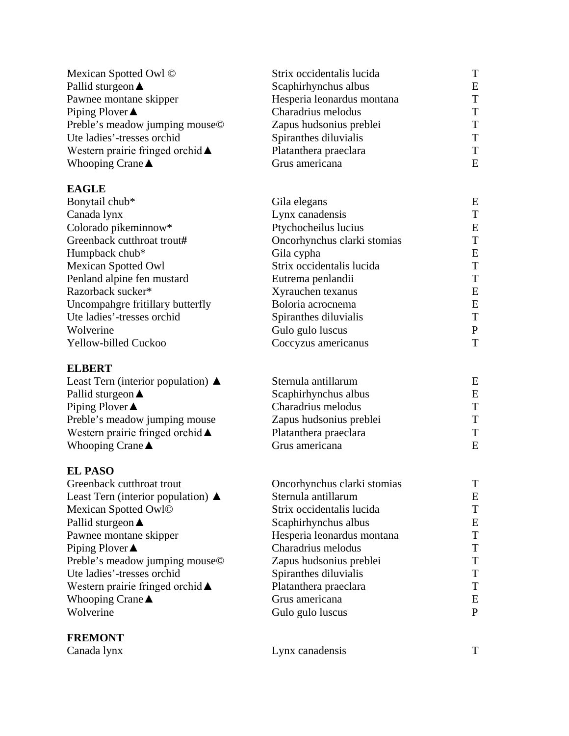| | | |
|---|---|---|
| Mexican Spotted Owl © | Strix occidentalis lucida | T |
| Pallid sturgeon ▲ | Scaphirhynchus albus | E |
| Pawnee montane skipper | Hesperia leonardus montana | T |
| Piping Plover ▲ | Charadrius melodus | T |
| Preble's meadow jumping mouse© | Zapus hudsonius preblei | T |
| Ute ladies'-tresses orchid | Spiranthes diluvialis | T |
| Western prairie fringed orchid ▲ | Platanthera praeclara | T |
| Whooping Crane ▲ | Grus americana | E |

**EAGLE**

| | | |
|---|---|---|
| Bonytail chub* | Gila elegans | E |
| Canada lynx | Lynx canadensis | T |
| Colorado pikeminnow* | Ptychocheilus lucius | E |
| Greenback cutthroat trout**#** | Oncorhynchus clarki stomias | T |
| Humpback chub* | Gila cypha | E |
| Mexican Spotted Owl | Strix occidentalis lucida | T |
| Penland alpine fen mustard | Eutrema penlandii | T |
| Razorback sucker* | Xyrauchen texanus | E |
| Uncompahgre fritillary butterfly | Boloria acrocnema | E |
| Ute ladies'-tresses orchid | Spiranthes diluvialis | T |
| Wolverine | Gulo gulo luscus | P |
| Yellow-billed Cuckoo | Coccyzus americanus | T |

**ELBERT**

| | | |
|---|---|---|
| Least Tern (interior population) ▲ | Sternula antillarum | E |
| Pallid sturgeon ▲ | Scaphirhynchus albus | E |
| Piping Plover ▲ | Charadrius melodus | T |
| Preble's meadow jumping mouse | Zapus hudsonius preblei | T |
| Western prairie fringed orchid ▲ | Platanthera praeclara | T |
| Whooping Crane ▲ | Grus americana | E |

**EL PASO**

| | | |
|---|---|---|
| Greenback cutthroat trout | Oncorhynchus clarki stomias | T |
| Least Tern (interior population) ▲ | Sternula antillarum | E |
| Mexican Spotted Owl© | Strix occidentalis lucida | T |
| Pallid sturgeon ▲ | Scaphirhynchus albus | E |
| Pawnee montane skipper | Hesperia leonardus montana | T |
| Piping Plover ▲ | Charadrius melodus | T |
| Preble's meadow jumping mouse© | Zapus hudsonius preblei | T |
| Ute ladies'-tresses orchid | Spiranthes diluvialis | T |
| Western prairie fringed orchid ▲ | Platanthera praeclara | T |
| Whooping Crane ▲ | Grus americana | E |
| Wolverine | Gulo gulo luscus | P |

**FREMONT**

| | | |
|---|---|---|
| Canada lynx | Lynx canadensis | T |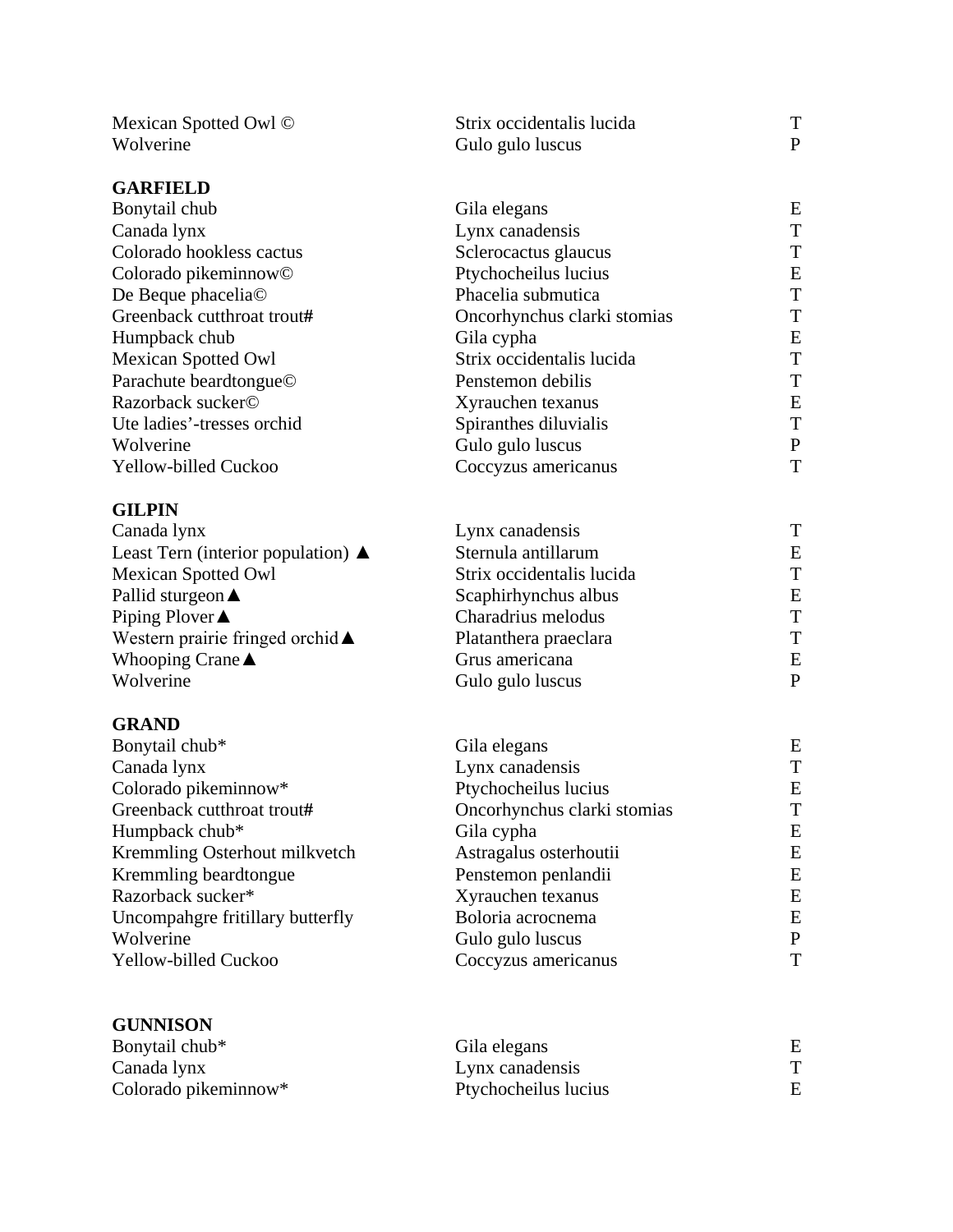| | | |
|---|---|---|
| Mexican Spotted Owl © | Strix occidentalis lucida | T |
| Wolverine | Gulo gulo luscus | P |

**GARFIELD**

| | | |
|---|---|---|
| Bonytail chub | Gila elegans | E |
| Canada lynx | Lynx canadensis | T |
| Colorado hookless cactus | Sclerocactus glaucus | T |
| Colorado pikeminnow© | Ptychocheilus lucius | E |
| De Beque phacelia© | Phacelia submutica | T |
| Greenback cutthroat trout# | Oncorhynchus clarki stomias | T |
| Humpback chub | Gila cypha | E |
| Mexican Spotted Owl | Strix occidentalis lucida | T |
| Parachute beardtongue© | Penstemon debilis | T |
| Razorback sucker© | Xyrauchen texanus | E |
| Ute ladies'-tresses orchid | Spiranthes diluvialis | T |
| Wolverine | Gulo gulo luscus | P |
| Yellow-billed Cuckoo | Coccyzus americanus | T |

**GILPIN**

| | | |
|---|---|---|
| Canada lynx | Lynx canadensis | T |
| Least Tern (interior population) ▲ | Sternula antillarum | E |
| Mexican Spotted Owl | Strix occidentalis lucida | T |
| Pallid sturgeon▲ | Scaphirhynchus albus | E |
| Piping Plover▲ | Charadrius melodus | T |
| Western prairie fringed orchid▲ | Platanthera praeclara | T |
| Whooping Crane▲ | Grus americana | E |
| Wolverine | Gulo gulo luscus | P |

**GRAND**

| | | |
|---|---|---|
| Bonytail chub* | Gila elegans | E |
| Canada lynx | Lynx canadensis | T |
| Colorado pikeminnow* | Ptychocheilus lucius | E |
| Greenback cutthroat trout# | Oncorhynchus clarki stomias | T |
| Humpback chub* | Gila cypha | E |
| Kremmling Osterhout milkvetch | Astragalus osterhoutii | E |
| Kremmling beardtongue | Penstemon penlandii | E |
| Razorback sucker* | Xyrauchen texanus | E |
| Uncompahgre fritillary butterfly | Boloria acrocnema | E |
| Wolverine | Gulo gulo luscus | P |
| Yellow-billed Cuckoo | Coccyzus americanus | T |

**GUNNISON**

| | | |
|---|---|---|
| Bonytail chub* | Gila elegans | E |
| Canada lynx | Lynx canadensis | T |
| Colorado pikeminnow* | Ptychocheilus lucius | E |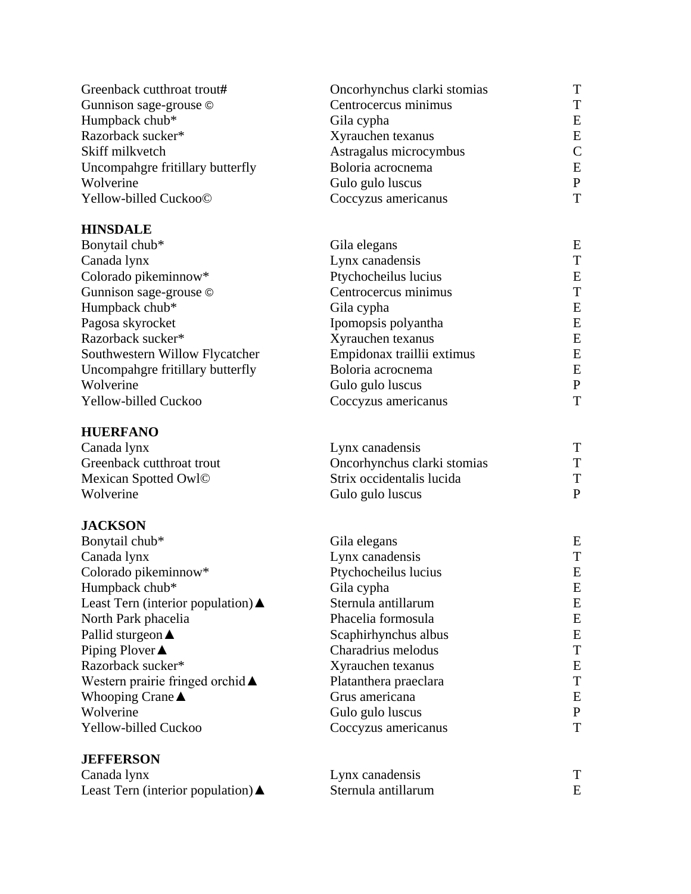| | | |
|---|---|---|
| Greenback cutthroat trout**#** | Oncorhynchus clarki stomias | T |
| Gunnison sage-grouse © | Centrocercus minimus | T |
| Humpback chub* | Gila cypha | E |
| Razorback sucker* | Xyrauchen texanus | E |
| Skiff milkvetch | Astragalus microcymbus | C |
| Uncompahgre fritillary butterfly | Boloria acrocnema | E |
| Wolverine | Gulo gulo luscus | P |
| Yellow-billed Cuckoo© | Coccyzus americanus | T |

**HINSDALE**

| | | |
|---|---|---|
| Bonytail chub* | Gila elegans | E |
| Canada lynx | Lynx canadensis | T |
| Colorado pikeminnow* | Ptychocheilus lucius | E |
| Gunnison sage-grouse © | Centrocercus minimus | T |
| Humpback chub* | Gila cypha | E |
| Pagosa skyrocket | Ipomopsis polyantha | E |
| Razorback sucker* | Xyrauchen texanus | E |
| Southwestern Willow Flycatcher | Empidonax traillii extimus | E |
| Uncompahgre fritillary butterfly | Boloria acrocnema | E |
| Wolverine | Gulo gulo luscus | P |
| Yellow-billed Cuckoo | Coccyzus americanus | T |

**HUERFANO**

| | | |
|---|---|---|
| Canada lynx | Lynx canadensis | T |
| Greenback cutthroat trout | Oncorhynchus clarki stomias | T |
| Mexican Spotted Owl© | Strix occidentalis lucida | T |
| Wolverine | Gulo gulo luscus | P |

**JACKSON**

| | | |
|---|---|---|
| Bonytail chub* | Gila elegans | E |
| Canada lynx | Lynx canadensis | T |
| Colorado pikeminnow* | Ptychocheilus lucius | E |
| Humpback chub* | Gila cypha | E |
| Least Tern (interior population)▲ | Sternula antillarum | E |
| North Park phacelia | Phacelia formosula | E |
| Pallid sturgeon▲ | Scaphirhynchus albus | E |
| Piping Plover▲ | Charadrius melodus | T |
| Razorback sucker* | Xyrauchen texanus | E |
| Western prairie fringed orchid▲ | Platanthera praeclara | T |
| Whooping Crane▲ | Grus americana | E |
| Wolverine | Gulo gulo luscus | P |
| Yellow-billed Cuckoo | Coccyzus americanus | T |

**JEFFERSON**

| | | |
|---|---|---|
| Canada lynx | Lynx canadensis | T |
| Least Tern (interior population)▲ | Sternula antillarum | E |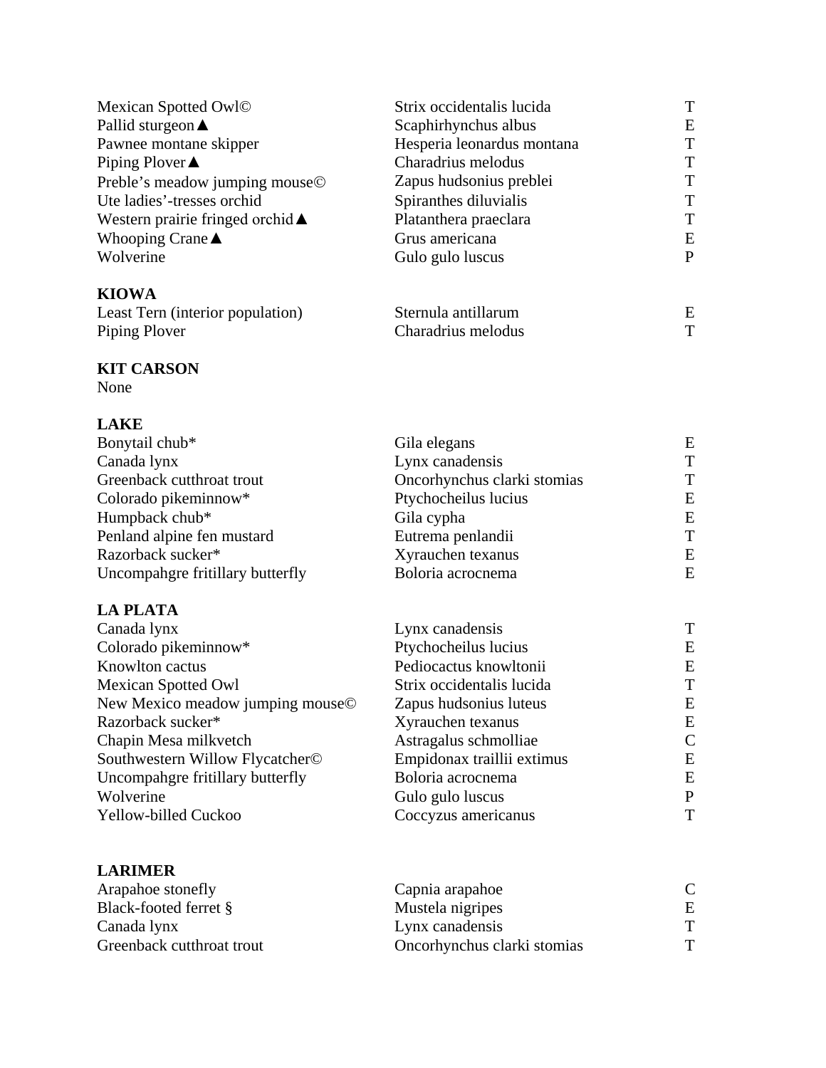| | | |
|---|---|---|
| Mexican Spotted Owl© | Strix occidentalis lucida | T |
| Pallid sturgeon▲ | Scaphirhynchus albus | E |
| Pawnee montane skipper | Hesperia leonardus montana | T |
| Piping Plover▲ | Charadrius melodus | T |
| Preble's meadow jumping mouse© | Zapus hudsonius preblei | T |
| Ute ladies'-tresses orchid | Spiranthes diluvialis | T |
| Western prairie fringed orchid▲ | Platanthera praeclara | T |
| Whooping Crane▲ | Grus americana | E |
| Wolverine | Gulo gulo luscus | P |

**KIOWA**

| | | |
|---|---|---|
| Least Tern (interior population) | Sternula antillarum | E |
| Piping Plover | Charadrius melodus | T |

**KIT CARSON**

None

**LAKE**

| | | |
|---|---|---|
| Bonytail chub* | Gila elegans | E |
| Canada lynx | Lynx canadensis | T |
| Greenback cutthroat trout | Oncorhynchus clarki stomias | T |
| Colorado pikeminnow* | Ptychocheilus lucius | E |
| Humpback chub* | Gila cypha | E |
| Penland alpine fen mustard | Eutrema penlandii | T |
| Razorback sucker* | Xyrauchen texanus | E |
| Uncompahgre fritillary butterfly | Boloria acrocnema | E |

**LA PLATA**

| | | |
|---|---|---|
| Canada lynx | Lynx canadensis | T |
| Colorado pikeminnow* | Ptychocheilus lucius | E |
| Knowlton cactus | Pediocactus knowltonii | E |
| Mexican Spotted Owl | Strix occidentalis lucida | T |
| New Mexico meadow jumping mouse© | Zapus hudsonius luteus | E |
| Razorback sucker* | Xyrauchen texanus | E |
| Chapin Mesa milkvetch | Astragalus schmolliae | C |
| Southwestern Willow Flycatcher© | Empidonax traillii extimus | E |
| Uncompahgre fritillary butterfly | Boloria acrocnema | E |
| Wolverine | Gulo gulo luscus | P |
| Yellow-billed Cuckoo | Coccyzus americanus | T |

**LARIMER**

| | | |
|---|---|---|
| Arapahoe stonefly | Capnia arapahoe | C |
| Black-footed ferret § | Mustela nigripes | E |
| Canada lynx | Lynx canadensis | T |
| Greenback cutthroat trout | Oncorhynchus clarki stomias | T |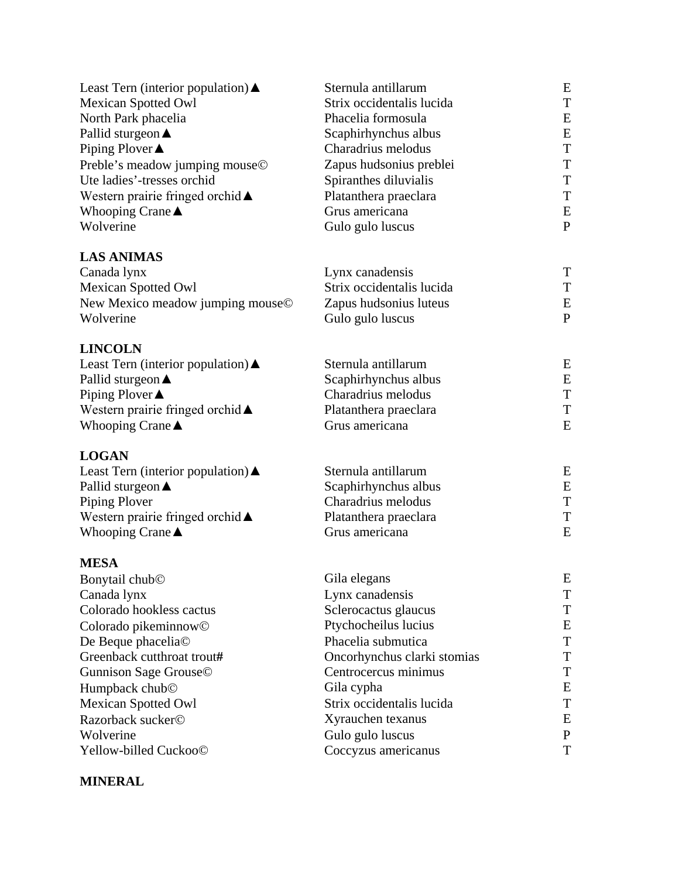| | | |
|---|---|---|
| Least Tern (interior population)▲ | Sternula antillarum | E |
| Mexican Spotted Owl | Strix occidentalis lucida | T |
| North Park phacelia | Phacelia formosula | E |
| Pallid sturgeon▲ | Scaphirhynchus albus | E |
| Piping Plover▲ | Charadrius melodus | T |
| Preble's meadow jumping mouse© | Zapus hudsonius preblei | T |
| Ute ladies'-tresses orchid | Spiranthes diluvialis | T |
| Western prairie fringed orchid▲ | Platanthera praeclara | T |
| Whooping Crane▲ | Grus americana | E |
| Wolverine | Gulo gulo luscus | P |

**LAS ANIMAS**

| | | |
|---|---|---|
| Canada lynx | Lynx canadensis | T |
| Mexican Spotted Owl | Strix occidentalis lucida | T |
| New Mexico meadow jumping mouse© | Zapus hudsonius luteus | E |
| Wolverine | Gulo gulo luscus | P |

**LINCOLN**

| | | |
|---|---|---|
| Least Tern (interior population)▲ | Sternula antillarum | E |
| Pallid sturgeon▲ | Scaphirhynchus albus | E |
| Piping Plover▲ | Charadrius melodus | T |
| Western prairie fringed orchid▲ | Platanthera praeclara | T |
| Whooping Crane▲ | Grus americana | E |

**LOGAN**

| | | |
|---|---|---|
| Least Tern (interior population)▲ | Sternula antillarum | E |
| Pallid sturgeon▲ | Scaphirhynchus albus | E |
| Piping Plover | Charadrius melodus | T |
| Western prairie fringed orchid▲ | Platanthera praeclara | T |
| Whooping Crane▲ | Grus americana | E |

**MESA**

| | | |
|---|---|---|
| Bonytail chub© | Gila elegans | E |
| Canada lynx | Lynx canadensis | T |
| Colorado hookless cactus | Sclerocactus glaucus | T |
| Colorado pikeminnow© | Ptychocheilus lucius | E |
| De Beque phacelia© | Phacelia submutica | T |
| Greenback cutthroat trout# | Oncorhynchus clarki stomias | T |
| Gunnison Sage Grouse© | Centrocercus minimus | T |
| Humpback chub© | Gila cypha | E |
| Mexican Spotted Owl | Strix occidentalis lucida | T |
| Razorback sucker© | Xyrauchen texanus | E |
| Wolverine | Gulo gulo luscus | P |
| Yellow-billed Cuckoo© | Coccyzus americanus | T |

**MINERAL**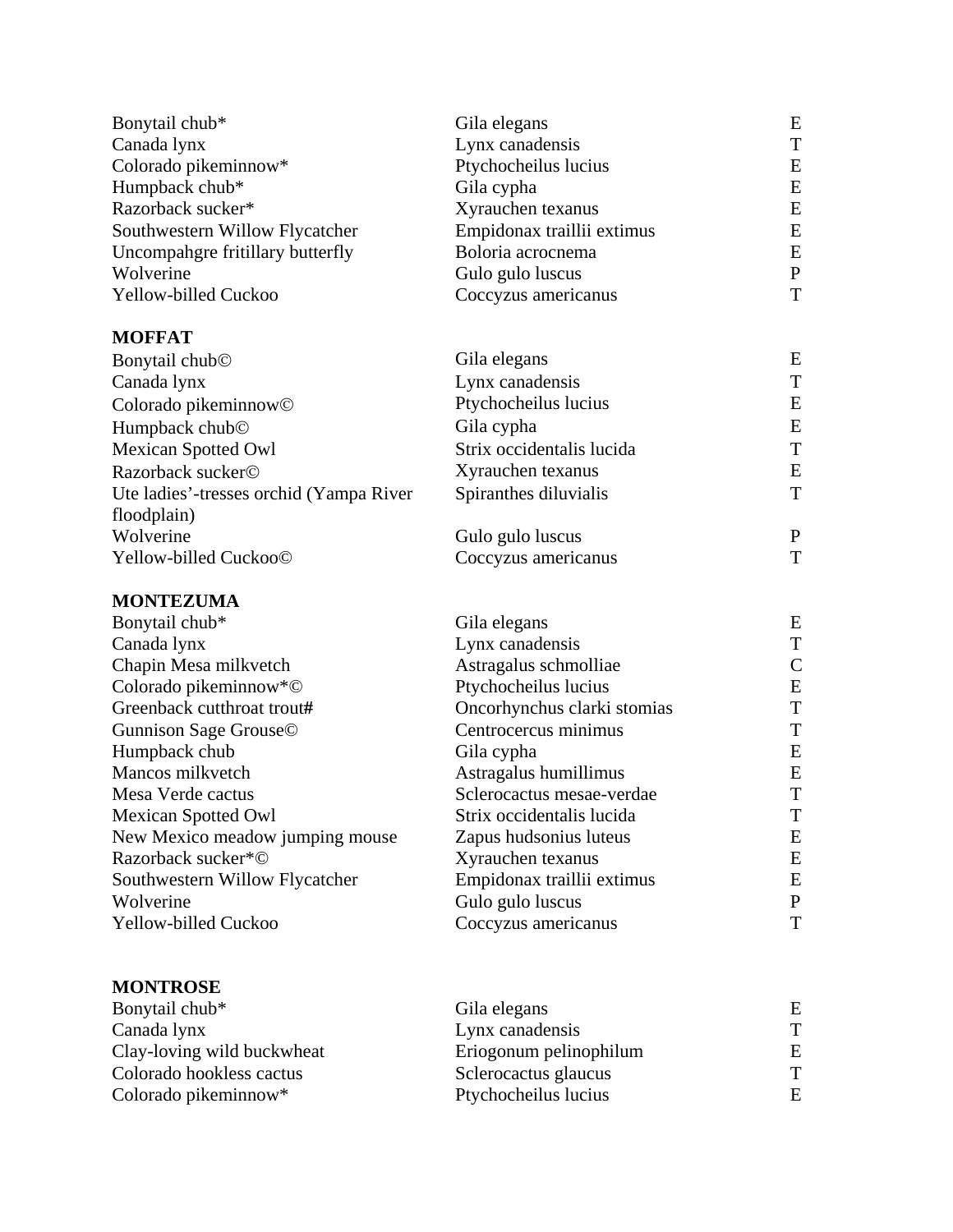| | | |
|---|---|---|
| Bonytail chub* | Gila elegans | E |
| Canada lynx | Lynx canadensis | T |
| Colorado pikeminnow* | Ptychocheilus lucius | E |
| Humpback chub* | Gila cypha | E |
| Razorback sucker* | Xyrauchen texanus | E |
| Southwestern Willow Flycatcher | Empidonax traillii extimus | E |
| Uncompahgre fritillary butterfly | Boloria acrocnema | E |
| Wolverine | Gulo gulo luscus | P |
| Yellow-billed Cuckoo | Coccyzus americanus | T |

**MOFFAT**

| | | |
|---|---|---|
| Bonytail chub© | Gila elegans | E |
| Canada lynx | Lynx canadensis | T |
| Colorado pikeminnow© | Ptychocheilus lucius | E |
| Humpback chub© | Gila cypha | E |
| Mexican Spotted Owl | Strix occidentalis lucida | T |
| Razorback sucker© | Xyrauchen texanus | E |
| Ute ladies'-tresses orchid (Yampa River floodplain) | Spiranthes diluvialis | T |
| Wolverine | Gulo gulo luscus | P |
| Yellow-billed Cuckoo© | Coccyzus americanus | T |

**MONTEZUMA**

| | | |
|---|---|---|
| Bonytail chub* | Gila elegans | E |
| Canada lynx | Lynx canadensis | T |
| Chapin Mesa milkvetch | Astragalus schmolliae | C |
| Colorado pikeminnow*© | Ptychocheilus lucius | E |
| Greenback cutthroat trout# | Oncorhynchus clarki stomias | T |
| Gunnison Sage Grouse© | Centrocercus minimus | T |
| Humpback chub | Gila cypha | E |
| Mancos milkvetch | Astragalus humillimus | E |
| Mesa Verde cactus | Sclerocactus mesae-verdae | T |
| Mexican Spotted Owl | Strix occidentalis lucida | T |
| New Mexico meadow jumping mouse | Zapus hudsonius luteus | E |
| Razorback sucker*© | Xyrauchen texanus | E |
| Southwestern Willow Flycatcher | Empidonax traillii extimus | E |
| Wolverine | Gulo gulo luscus | P |
| Yellow-billed Cuckoo | Coccyzus americanus | T |

**MONTROSE**

| | | |
|---|---|---|
| Bonytail chub* | Gila elegans | E |
| Canada lynx | Lynx canadensis | T |
| Clay-loving wild buckwheat | Eriogonum pelinophilum | E |
| Colorado hookless cactus | Sclerocactus glaucus | T |
| Colorado pikeminnow* | Ptychocheilus lucius | E |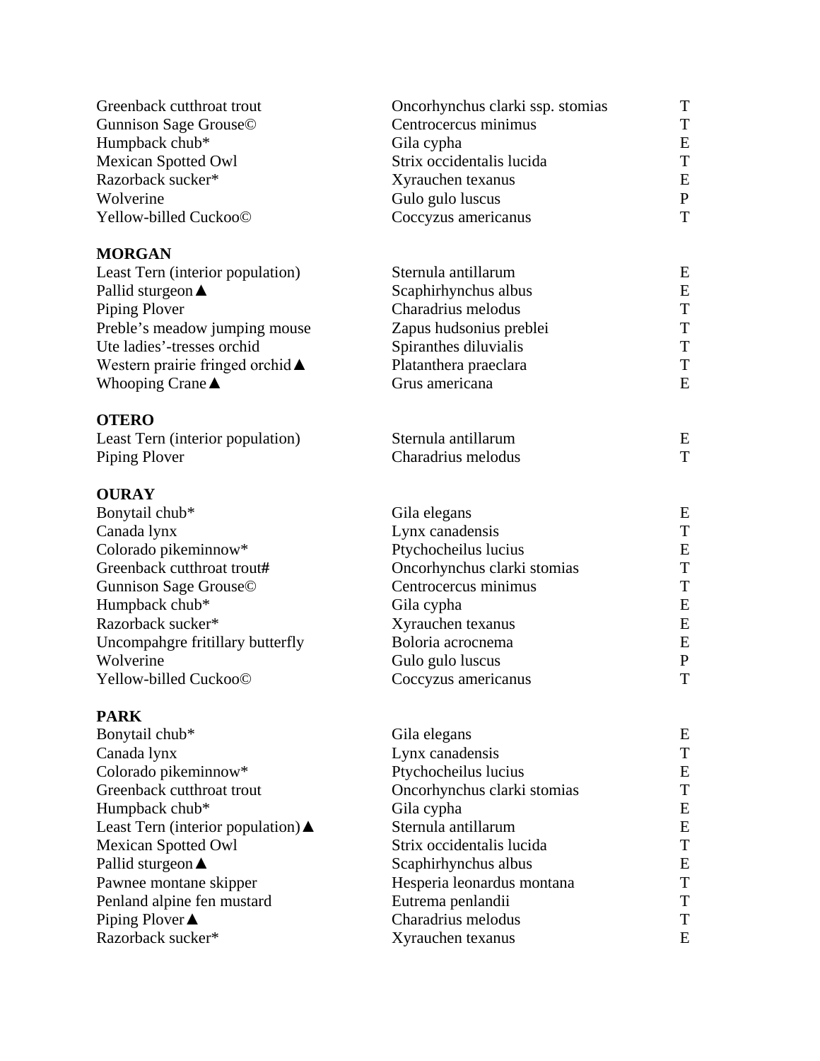| | | |
|---|---|---|
| Greenback cutthroat trout | Oncorhynchus clarki ssp. stomias | T |
| Gunnison Sage Grouse© | Centrocercus minimus | T |
| Humpback chub* | Gila cypha | E |
| Mexican Spotted Owl | Strix occidentalis lucida | T |
| Razorback sucker* | Xyrauchen texanus | E |
| Wolverine | Gulo gulo luscus | P |
| Yellow-billed Cuckoo© | Coccyzus americanus | T |

**MORGAN**

| | | |
|---|---|---|
| Least Tern (interior population) | Sternula antillarum | E |
| Pallid sturgeon▲ | Scaphirhynchus albus | E |
| Piping Plover | Charadrius melodus | T |
| Preble's meadow jumping mouse | Zapus hudsonius preblei | T |
| Ute ladies'-tresses orchid | Spiranthes diluvialis | T |
| Western prairie fringed orchid▲ | Platanthera praeclara | T |
| Whooping Crane▲ | Grus americana | E |

**OTERO**

| | | |
|---|---|---|
| Least Tern (interior population) | Sternula antillarum | E |
| Piping Plover | Charadrius melodus | T |

**OURAY**

| | | |
|---|---|---|
| Bonytail chub* | Gila elegans | E |
| Canada lynx | Lynx canadensis | T |
| Colorado pikeminnow* | Ptychocheilus lucius | E |
| Greenback cutthroat trout# | Oncorhynchus clarki stomias | T |
| Gunnison Sage Grouse© | Centrocercus minimus | T |
| Humpback chub* | Gila cypha | E |
| Razorback sucker* | Xyrauchen texanus | E |
| Uncompahgre fritillary butterfly | Boloria acrocnema | E |
| Wolverine | Gulo gulo luscus | P |
| Yellow-billed Cuckoo© | Coccyzus americanus | T |

**PARK**

| | | |
|---|---|---|
| Bonytail chub* | Gila elegans | E |
| Canada lynx | Lynx canadensis | T |
| Colorado pikeminnow* | Ptychocheilus lucius | E |
| Greenback cutthroat trout | Oncorhynchus clarki stomias | T |
| Humpback chub* | Gila cypha | E |
| Least Tern (interior population)▲ | Sternula antillarum | E |
| Mexican Spotted Owl | Strix occidentalis lucida | T |
| Pallid sturgeon▲ | Scaphirhynchus albus | E |
| Pawnee montane skipper | Hesperia leonardus montana | T |
| Penland alpine fen mustard | Eutrema penlandii | T |
| Piping Plover▲ | Charadrius melodus | T |
| Razorback sucker* | Xyrauchen texanus | E |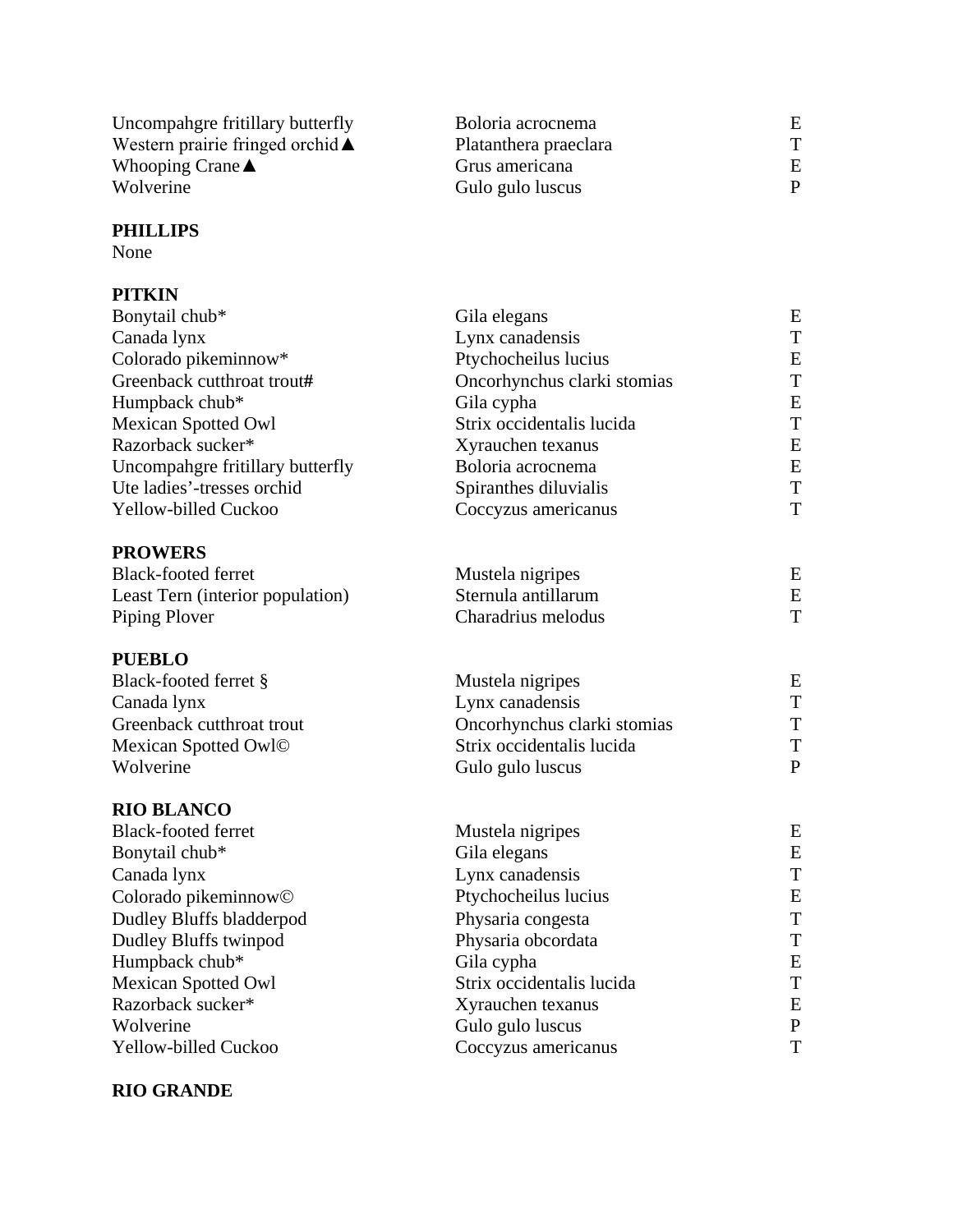| | | |
|---|---|---|
| Uncompahgre fritillary butterfly | Boloria acrocnema | E |
| Western prairie fringed orchid▲ | Platanthera praeclara | T |
| Whooping Crane▲ | Grus americana | E |
| Wolverine | Gulo gulo luscus | P |

**PHILLIPS**

None

**PITKIN**

| | | |
|---|---|---|
| Bonytail chub* | Gila elegans | E |
| Canada lynx | Lynx canadensis | T |
| Colorado pikeminnow* | Ptychocheilus lucius | E |
| Greenback cutthroat trout**#** | Oncorhynchus clarki stomias | T |
| Humpback chub* | Gila cypha | E |
| Mexican Spotted Owl | Strix occidentalis lucida | T |
| Razorback sucker* | Xyrauchen texanus | E |
| Uncompahgre fritillary butterfly | Boloria acrocnema | E |
| Ute ladies'-tresses orchid | Spiranthes diluvialis | T |
| Yellow-billed Cuckoo | Coccyzus americanus | T |

**PROWERS**

| | | |
|---|---|---|
| Black-footed ferret | Mustela nigripes | E |
| Least Tern (interior population) | Sternula antillarum | E |
| Piping Plover | Charadrius melodus | T |

**PUEBLO**

| | | |
|---|---|---|
| Black-footed ferret § | Mustela nigripes | E |
| Canada lynx | Lynx canadensis | T |
| Greenback cutthroat trout | Oncorhynchus clarki stomias | T |
| Mexican Spotted Owl© | Strix occidentalis lucida | T |
| Wolverine | Gulo gulo luscus | P |

**RIO BLANCO**

| | | |
|---|---|---|
| Black-footed ferret | Mustela nigripes | E |
| Bonytail chub* | Gila elegans | E |
| Canada lynx | Lynx canadensis | T |
| Colorado pikeminnow© | Ptychocheilus lucius | E |
| Dudley Bluffs bladderpod | Physaria congesta | T |
| Dudley Bluffs twinpod | Physaria obcordata | T |
| Humpback chub* | Gila cypha | E |
| Mexican Spotted Owl | Strix occidentalis lucida | T |
| Razorback sucker* | Xyrauchen texanus | E |
| Wolverine | Gulo gulo luscus | P |
| Yellow-billed Cuckoo | Coccyzus americanus | T |

**RIO GRANDE**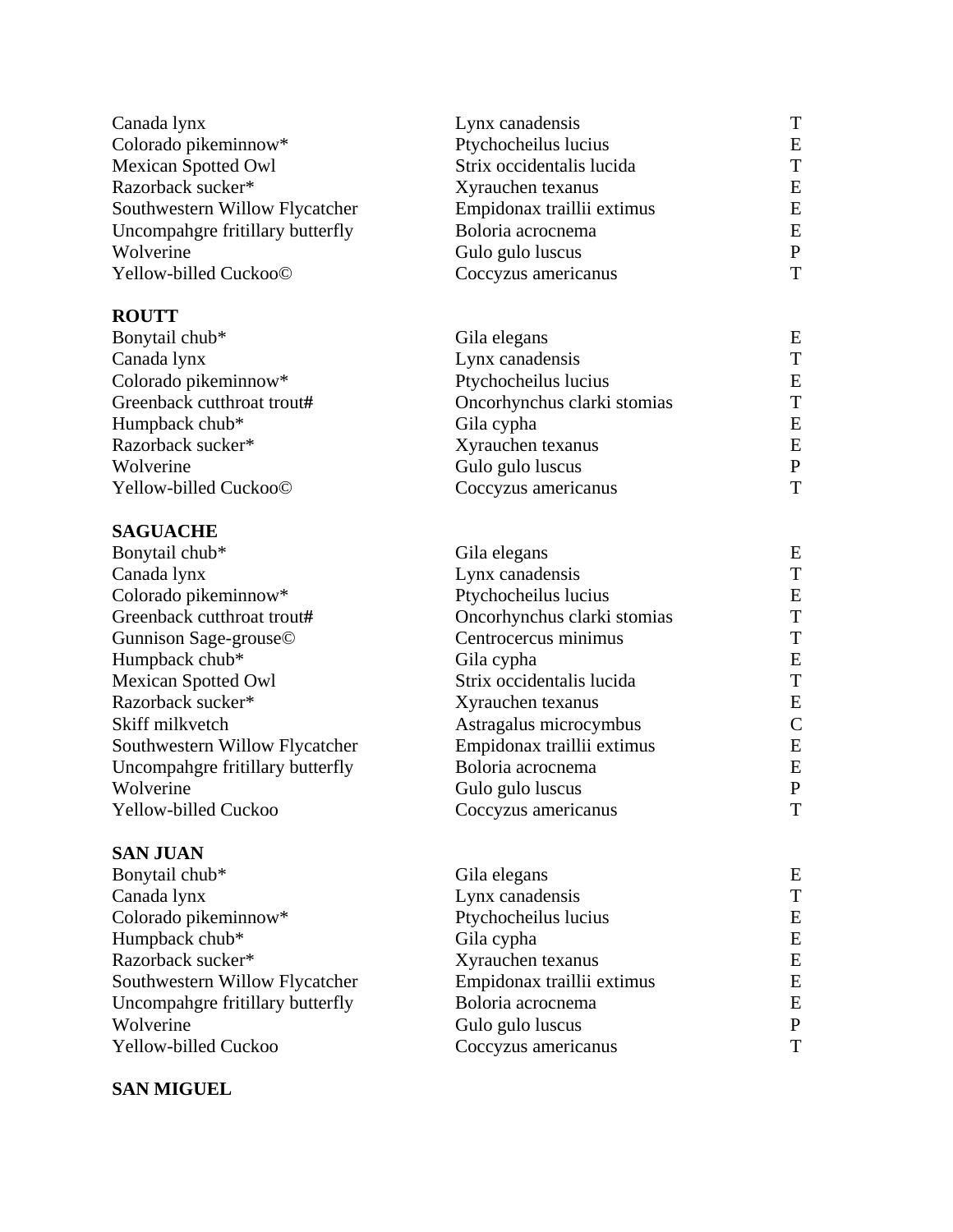| | | |
|---|---|---|
| Canada lynx | Lynx canadensis | T |
| Colorado pikeminnow* | Ptychocheilus lucius | E |
| Mexican Spotted Owl | Strix occidentalis lucida | T |
| Razorback sucker* | Xyrauchen texanus | E |
| Southwestern Willow Flycatcher | Empidonax traillii extimus | E |
| Uncompahgre fritillary butterfly | Boloria acrocnema | E |
| Wolverine | Gulo gulo luscus | P |
| Yellow-billed Cuckoo© | Coccyzus americanus | T |

**ROUTT**

| | | |
|---|---|---|
| Bonytail chub* | Gila elegans | E |
| Canada lynx | Lynx canadensis | T |
| Colorado pikeminnow* | Ptychocheilus lucius | E |
| Greenback cutthroat trout**#** | Oncorhynchus clarki stomias | T |
| Humpback chub* | Gila cypha | E |
| Razorback sucker* | Xyrauchen texanus | E |
| Wolverine | Gulo gulo luscus | P |
| Yellow-billed Cuckoo© | Coccyzus americanus | T |

**SAGUACHE**

| | | |
|---|---|---|
| Bonytail chub* | Gila elegans | E |
| Canada lynx | Lynx canadensis | T |
| Colorado pikeminnow* | Ptychocheilus lucius | E |
| Greenback cutthroat trout**#** | Oncorhynchus clarki stomias | T |
| Gunnison Sage-grouse© | Centrocercus minimus | T |
| Humpback chub* | Gila cypha | E |
| Mexican Spotted Owl | Strix occidentalis lucida | T |
| Razorback sucker* | Xyrauchen texanus | E |
| Skiff milkvetch | Astragalus microcymbus | C |
| Southwestern Willow Flycatcher | Empidonax traillii extimus | E |
| Uncompahgre fritillary butterfly | Boloria acrocnema | E |
| Wolverine | Gulo gulo luscus | P |
| Yellow-billed Cuckoo | Coccyzus americanus | T |

**SAN JUAN**

| | | |
|---|---|---|
| Bonytail chub* | Gila elegans | E |
| Canada lynx | Lynx canadensis | T |
| Colorado pikeminnow* | Ptychocheilus lucius | E |
| Humpback chub* | Gila cypha | E |
| Razorback sucker* | Xyrauchen texanus | E |
| Southwestern Willow Flycatcher | Empidonax traillii extimus | E |
| Uncompahgre fritillary butterfly | Boloria acrocnema | E |
| Wolverine | Gulo gulo luscus | P |
| Yellow-billed Cuckoo | Coccyzus americanus | T |

**SAN MIGUEL**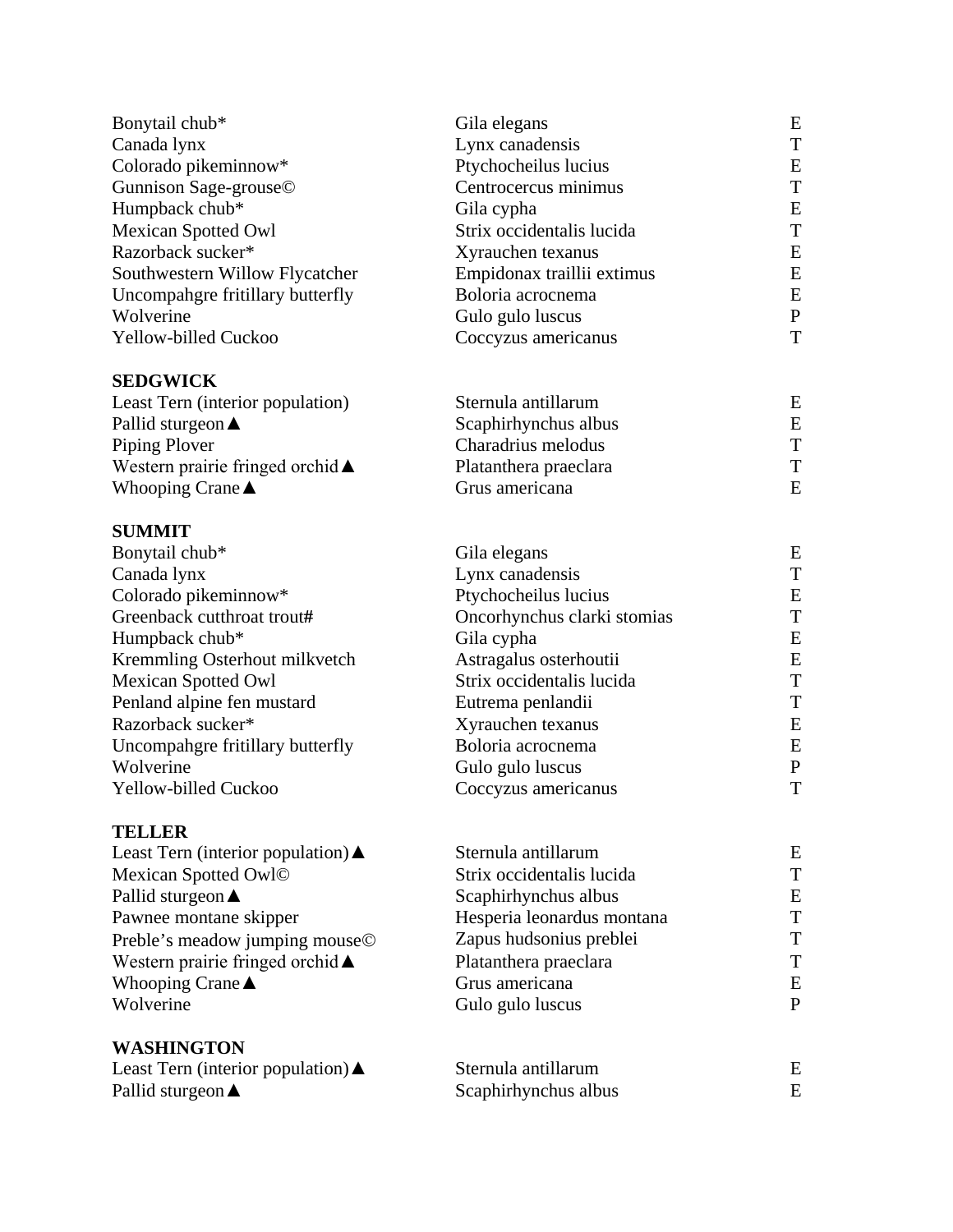| | | |
|---|---|---|
| Bonytail chub* | Gila elegans | E |
| Canada lynx | Lynx canadensis | T |
| Colorado pikeminnow* | Ptychocheilus lucius | E |
| Gunnison Sage-grouse© | Centrocercus minimus | T |
| Humpback chub* | Gila cypha | E |
| Mexican Spotted Owl | Strix occidentalis lucida | T |
| Razorback sucker* | Xyrauchen texanus | E |
| Southwestern Willow Flycatcher | Empidonax traillii extimus | E |
| Uncompahgre fritillary butterfly | Boloria acrocnema | E |
| Wolverine | Gulo gulo luscus | P |
| Yellow-billed Cuckoo | Coccyzus americanus | T |

**SEDGWICK**

| | | |
|---|---|---|
| Least Tern (interior population) | Sternula antillarum | E |
| Pallid sturgeon▲ | Scaphirhynchus albus | E |
| Piping Plover | Charadrius melodus | T |
| Western prairie fringed orchid▲ | Platanthera praeclara | T |
| Whooping Crane▲ | Grus americana | E |

**SUMMIT**

| | | |
|---|---|---|
| Bonytail chub* | Gila elegans | E |
| Canada lynx | Lynx canadensis | T |
| Colorado pikeminnow* | Ptychocheilus lucius | E |
| Greenback cutthroat trout# | Oncorhynchus clarki stomias | T |
| Humpback chub* | Gila cypha | E |
| Kremmling Osterhout milkvetch | Astragalus osterhoutii | E |
| Mexican Spotted Owl | Strix occidentalis lucida | T |
| Penland alpine fen mustard | Eutrema penlandii | T |
| Razorback sucker* | Xyrauchen texanus | E |
| Uncompahgre fritillary butterfly | Boloria acrocnema | E |
| Wolverine | Gulo gulo luscus | P |
| Yellow-billed Cuckoo | Coccyzus americanus | T |

**TELLER**

| | | |
|---|---|---|
| Least Tern (interior population)▲ | Sternula antillarum | E |
| Mexican Spotted Owl© | Strix occidentalis lucida | T |
| Pallid sturgeon▲ | Scaphirhynchus albus | E |
| Pawnee montane skipper | Hesperia leonardus montana | T |
| Preble's meadow jumping mouse© | Zapus hudsonius preblei | T |
| Western prairie fringed orchid▲ | Platanthera praeclara | T |
| Whooping Crane▲ | Grus americana | E |
| Wolverine | Gulo gulo luscus | P |

**WASHINGTON**

| | | |
|---|---|---|
| Least Tern (interior population)▲ | Sternula antillarum | E |
| Pallid sturgeon▲ | Scaphirhynchus albus | E |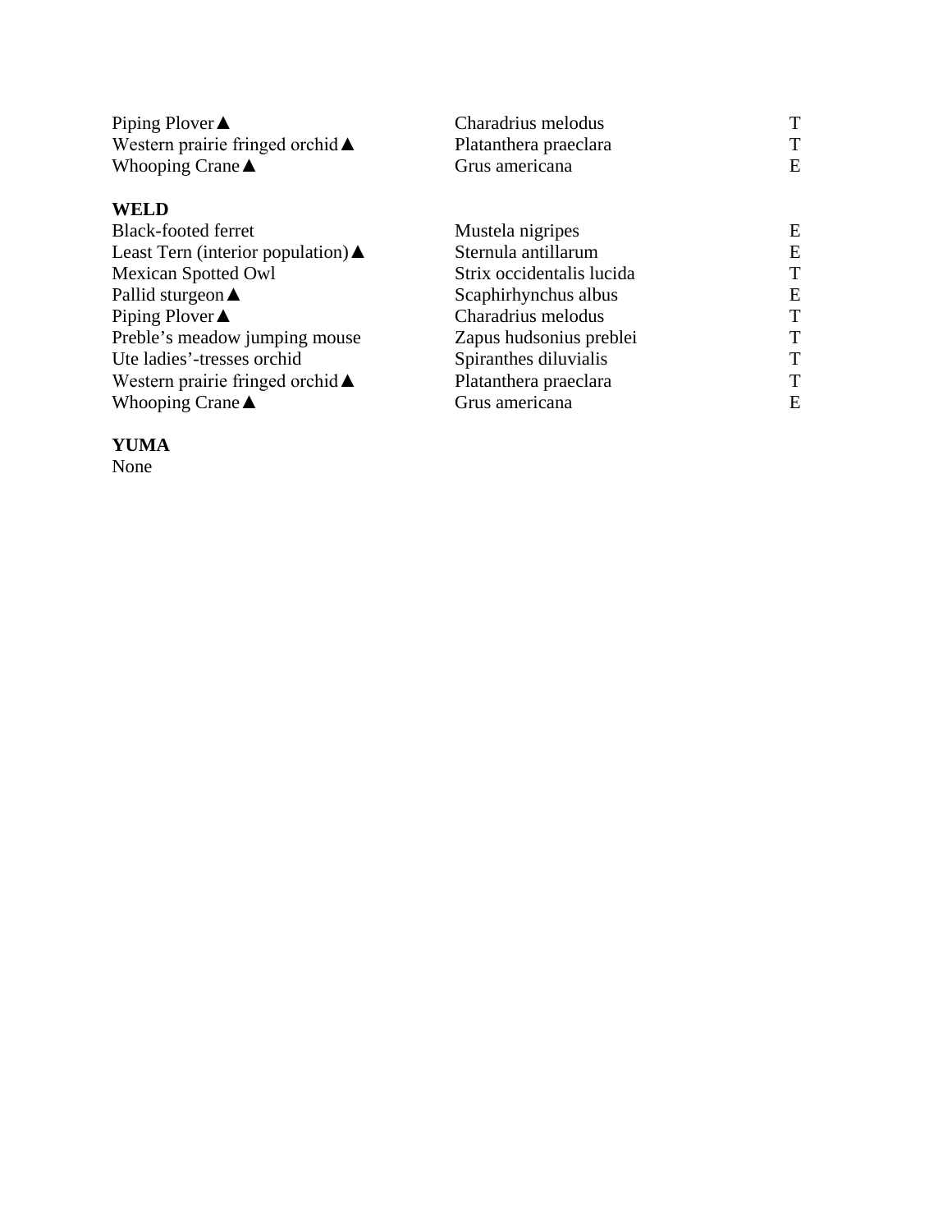| | | |
|---|---|---|
| Piping Plover▲ | Charadrius melodus | T |
| Western prairie fringed orchid▲ | Platanthera praeclara | T |
| Whooping Crane▲ | Grus americana | E |

**WELD**

| | | |
|---|---|---|
| Black-footed ferret | Mustela nigripes | E |
| Least Tern (interior population)▲ | Sternula antillarum | E |
| Mexican Spotted Owl | Strix occidentalis lucida | T |
| Pallid sturgeon▲ | Scaphirhynchus albus | E |
| Piping Plover▲ | Charadrius melodus | T |
| Preble's meadow jumping mouse | Zapus hudsonius preblei | T |
| Ute ladies'-tresses orchid | Spiranthes diluvialis | T |
| Western prairie fringed orchid▲ | Platanthera praeclara | T |
| Whooping Crane▲ | Grus americana | E |

**YUMA**

None